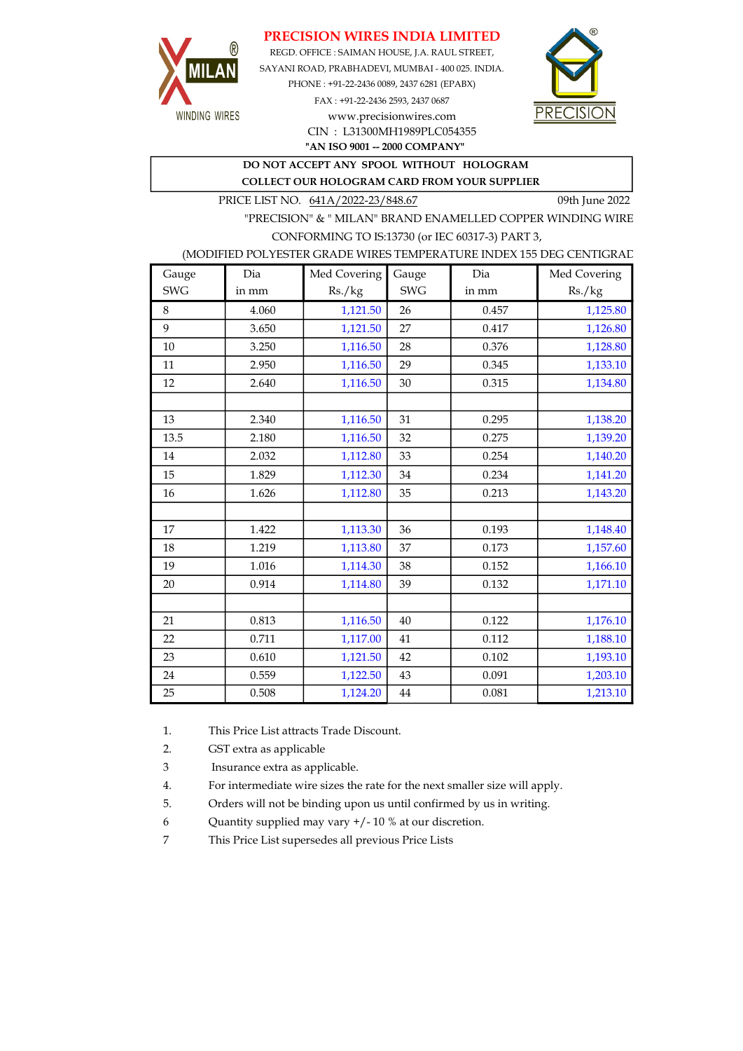# PRECISION WIRES INDIA LIMITED

MILAN® WINDING WIRES

REGD. OFFICE : SAIMAN HOUSE, J.A. RAUL STREET,
SAYANI ROAD, PRABHADEVI, MUMBAI - 400 025. INDIA.
PHONE : +91-22-2436 0089, 2437 6281 (EPABX)
FAX : +91-22-2436 2593, 2437 0687
www.precisionwires.com
CIN : L31300MH1989PLC054355
**"AN ISO 9001 -- 2000 COMPANY"**

PRECISION®

**DO NOT ACCEPT ANY SPOOL WITHOUT HOLOGRAM**
**COLLECT OUR HOLOGRAM CARD FROM YOUR SUPPLIER**

PRICE LIST NO. 641A/2022-23/848.67 — 09th June 2022

"PRECISION" & " MILAN" BRAND ENAMELLED COPPER WINDING WIRE
CONFORMING TO IS:13730 (or IEC 60317-3) PART 3,
(MODIFIED POLYESTER GRADE WIRES TEMPERATURE INDEX 155 DEG CENTIGRAD

| Gauge SWG | Dia in mm | Med Covering Rs./kg | Gauge SWG | Dia in mm | Med Covering Rs./kg |
|---|---|---|---|---|---|
| 8 | 4.060 | 1,121.50 | 26 | 0.457 | 1,125.80 |
| 9 | 3.650 | 1,121.50 | 27 | 0.417 | 1,126.80 |
| 10 | 3.250 | 1,116.50 | 28 | 0.376 | 1,128.80 |
| 11 | 2.950 | 1,116.50 | 29 | 0.345 | 1,133.10 |
| 12 | 2.640 | 1,116.50 | 30 | 0.315 | 1,134.80 |
| | | | | | |
| 13 | 2.340 | 1,116.50 | 31 | 0.295 | 1,138.20 |
| 13.5 | 2.180 | 1,116.50 | 32 | 0.275 | 1,139.20 |
| 14 | 2.032 | 1,112.80 | 33 | 0.254 | 1,140.20 |
| 15 | 1.829 | 1,112.30 | 34 | 0.234 | 1,141.20 |
| 16 | 1.626 | 1,112.80 | 35 | 0.213 | 1,143.20 |
| | | | | | |
| 17 | 1.422 | 1,113.30 | 36 | 0.193 | 1,148.40 |
| 18 | 1.219 | 1,113.80 | 37 | 0.173 | 1,157.60 |
| 19 | 1.016 | 1,114.30 | 38 | 0.152 | 1,166.10 |
| 20 | 0.914 | 1,114.80 | 39 | 0.132 | 1,171.10 |
| | | | | | |
| 21 | 0.813 | 1,116.50 | 40 | 0.122 | 1,176.10 |
| 22 | 0.711 | 1,117.00 | 41 | 0.112 | 1,188.10 |
| 23 | 0.610 | 1,121.50 | 42 | 0.102 | 1,193.10 |
| 24 | 0.559 | 1,122.50 | 43 | 0.091 | 1,203.10 |
| 25 | 0.508 | 1,124.20 | 44 | 0.081 | 1,213.10 |

1. This Price List attracts Trade Discount.
2. GST extra as applicable
3 Insurance extra as applicable.
4. For intermediate wire sizes the rate for the next smaller size will apply.
5. Orders will not be binding upon us until confirmed by us in writing.
6 Quantity supplied may vary +/- 10 % at our discretion.
7 This Price List supersedes all previous Price Lists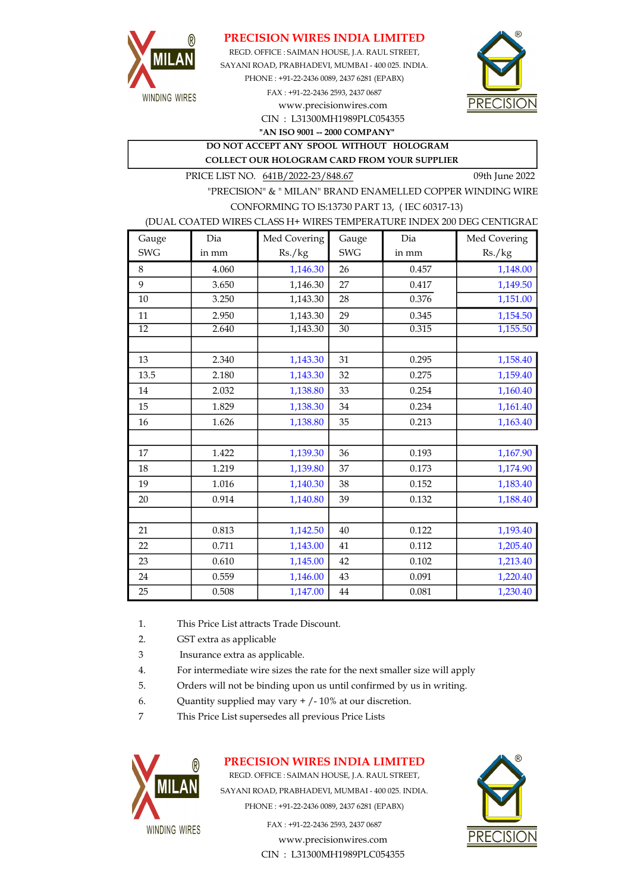# PRECISION WIRES INDIA LIMITED

REGD. OFFICE : SAIMAN HOUSE, J.A. RAUL STREET,
SAYANI ROAD, PRABHADEVI, MUMBAI - 400 025. INDIA.
PHONE : +91-22-2436 0089, 2437 6281 (EPABX)
FAX : +91-22-2436 2593, 2437 0687
www.precisionwires.com
CIN : L31300MH1989PLC054355
**"AN ISO 9001 -- 2000 COMPANY"**

**DO NOT ACCEPT ANY SPOOL WITHOUT HOLOGRAM**
**COLLECT OUR HOLOGRAM CARD FROM YOUR SUPPLIER**

PRICE LIST NO. 641B/2022-23/848.67 — 09th June 2022

"PRECISION" & " MILAN" BRAND ENAMELLED COPPER WINDING WIRE
CONFORMING TO IS:13730 PART 13, ( IEC 60317-13)
(DUAL COATED WIRES CLASS H+ WIRES TEMPERATURE INDEX 200 DEG CENTIGRAD

| Gauge SWG | Dia in mm | Med Covering Rs./kg | Gauge SWG | Dia in mm | Med Covering Rs./kg |
|---|---|---|---|---|---|
| 8 | 4.060 | 1,146.30 | 26 | 0.457 | 1,148.00 |
| 9 | 3.650 | 1,146.30 | 27 | 0.417 | 1,149.50 |
| 10 | 3.250 | 1,143.30 | 28 | 0.376 | 1,151.00 |
| 11 | 2.950 | 1,143.30 | 29 | 0.345 | 1,154.50 |
| 12 | 2.640 | 1,143.30 | 30 | 0.315 | 1,155.50 |
| | | | | | |
| 13 | 2.340 | 1,143.30 | 31 | 0.295 | 1,158.40 |
| 13.5 | 2.180 | 1,143.30 | 32 | 0.275 | 1,159.40 |
| 14 | 2.032 | 1,138.80 | 33 | 0.254 | 1,160.40 |
| 15 | 1.829 | 1,138.30 | 34 | 0.234 | 1,161.40 |
| 16 | 1.626 | 1,138.80 | 35 | 0.213 | 1,163.40 |
| | | | | | |
| 17 | 1.422 | 1,139.30 | 36 | 0.193 | 1,167.90 |
| 18 | 1.219 | 1,139.80 | 37 | 0.173 | 1,174.90 |
| 19 | 1.016 | 1,140.30 | 38 | 0.152 | 1,183.40 |
| 20 | 0.914 | 1,140.80 | 39 | 0.132 | 1,188.40 |
| | | | | | |
| 21 | 0.813 | 1,142.50 | 40 | 0.122 | 1,193.40 |
| 22 | 0.711 | 1,143.00 | 41 | 0.112 | 1,205.40 |
| 23 | 0.610 | 1,145.00 | 42 | 0.102 | 1,213.40 |
| 24 | 0.559 | 1,146.00 | 43 | 0.091 | 1,220.40 |
| 25 | 0.508 | 1,147.00 | 44 | 0.081 | 1,230.40 |

1. This Price List attracts Trade Discount.
2. GST extra as applicable
3. Insurance extra as applicable.
4. For intermediate wire sizes the rate for the next smaller size will apply
5. Orders will not be binding upon us until confirmed by us in writing.
6. Quantity supplied may vary + /- 10% at our discretion.
7. This Price List supersedes all previous Price Lists

**PRECISION WIRES INDIA LIMITED**

REGD. OFFICE : SAIMAN HOUSE, J.A. RAUL STREET,
SAYANI ROAD, PRABHADEVI, MUMBAI - 400 025. INDIA.
PHONE : +91-22-2436 0089, 2437 6281 (EPABX)
FAX : +91-22-2436 2593, 2437 0687
www.precisionwires.com
CIN : L31300MH1989PLC054355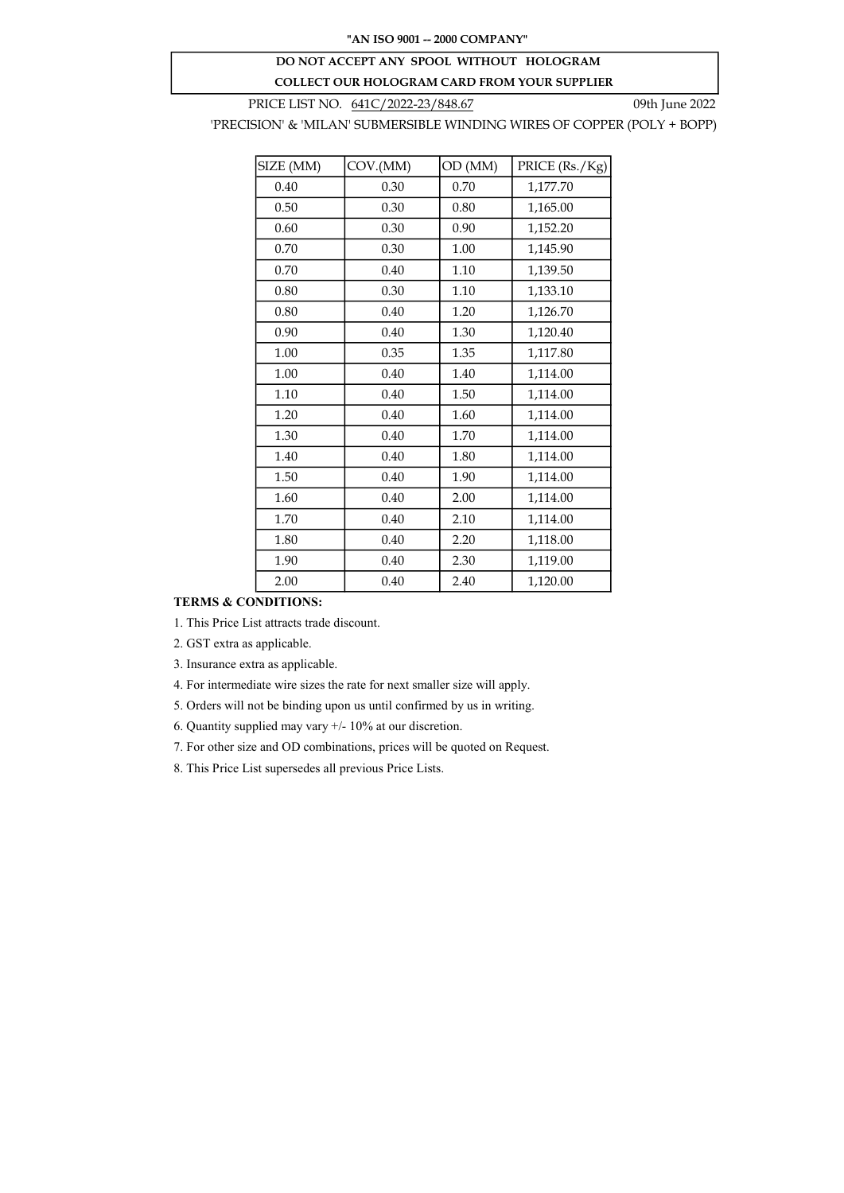**"AN ISO 9001 -- 2000 COMPANY"**

**DO NOT ACCEPT ANY SPOOL WITHOUT HOLOGRAM**

**COLLECT OUR HOLOGRAM CARD FROM YOUR SUPPLIER**

PRICE LIST NO. 641C/2022-23/848.67 09th June 2022

'PRECISION' & 'MILAN' SUBMERSIBLE WINDING WIRES OF COPPER (POLY + BOPP)

| SIZE (MM) | COV.(MM) | OD (MM) | PRICE (Rs./Kg) |
|---|---|---|---|
| 0.40 | 0.30 | 0.70 | 1,177.70 |
| 0.50 | 0.30 | 0.80 | 1,165.00 |
| 0.60 | 0.30 | 0.90 | 1,152.20 |
| 0.70 | 0.30 | 1.00 | 1,145.90 |
| 0.70 | 0.40 | 1.10 | 1,139.50 |
| 0.80 | 0.30 | 1.10 | 1,133.10 |
| 0.80 | 0.40 | 1.20 | 1,126.70 |
| 0.90 | 0.40 | 1.30 | 1,120.40 |
| 1.00 | 0.35 | 1.35 | 1,117.80 |
| 1.00 | 0.40 | 1.40 | 1,114.00 |
| 1.10 | 0.40 | 1.50 | 1,114.00 |
| 1.20 | 0.40 | 1.60 | 1,114.00 |
| 1.30 | 0.40 | 1.70 | 1,114.00 |
| 1.40 | 0.40 | 1.80 | 1,114.00 |
| 1.50 | 0.40 | 1.90 | 1,114.00 |
| 1.60 | 0.40 | 2.00 | 1,114.00 |
| 1.70 | 0.40 | 2.10 | 1,114.00 |
| 1.80 | 0.40 | 2.20 | 1,118.00 |
| 1.90 | 0.40 | 2.30 | 1,119.00 |
| 2.00 | 0.40 | 2.40 | 1,120.00 |

**TERMS & CONDITIONS:**

1. This Price List attracts trade discount.
2. GST extra as applicable.
3. Insurance extra as applicable.
4. For intermediate wire sizes the rate for next smaller size will apply.
5. Orders will not be binding upon us until confirmed by us in writing.
6. Quantity supplied may vary +/- 10% at our discretion.
7. For other size and OD combinations, prices will be quoted on Request.
8. This Price List supersedes all previous Price Lists.